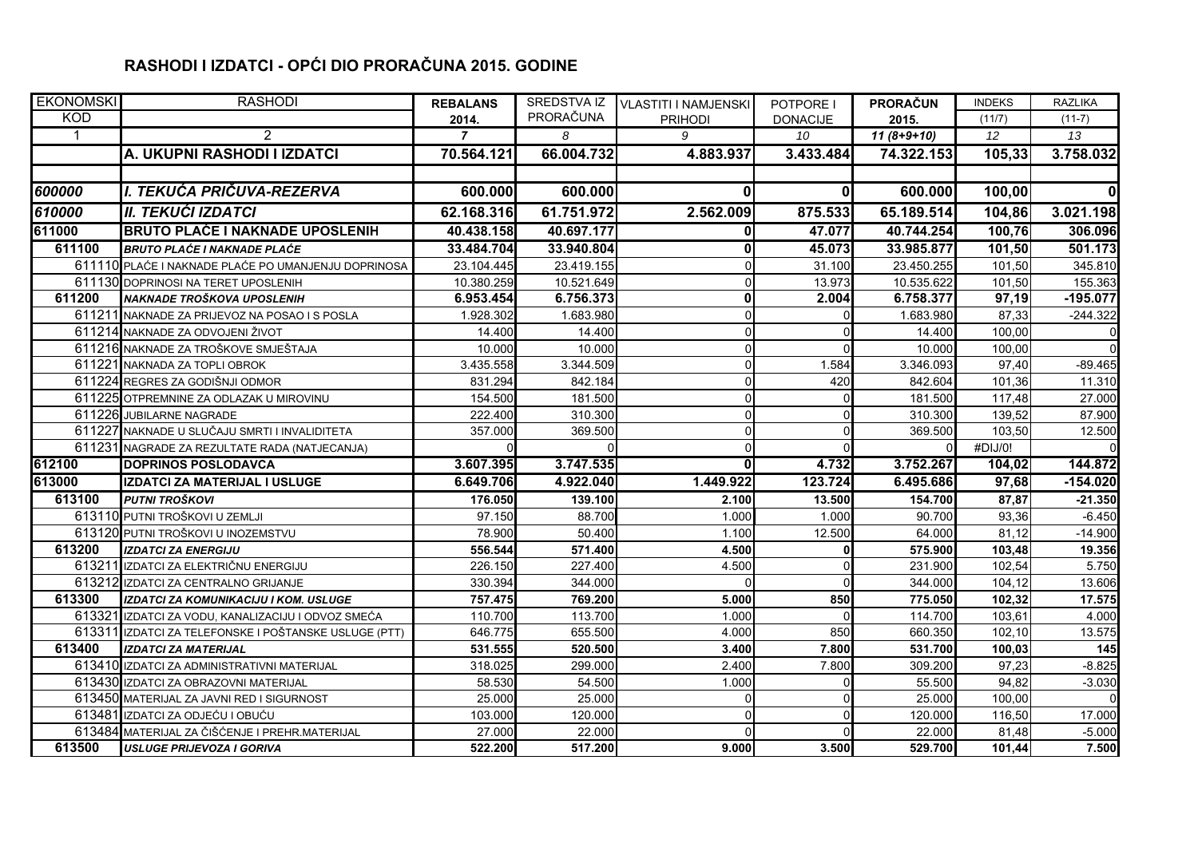# RASHODI I IZDATCI - OPĆI DIO PRORAČUNA 2015. GODINE

| EKONOMSKI KOD | RASHODI | REBALANS 2014. | SREDSTVA IZ PRORAČUNA | VLASTITI I NAMJENSKI PRIHODI | POTPORE I DONACIJE | PRORAČUN 2015. | INDEKS (11/7) | RAZLIKA (11-7) |
|---|---|---|---|---|---|---|---|---|
| 1 | 2 | 7 | 8 | 9 | 10 | 11 (8+9+10) | 12 | 13 |
| | **A. UKUPNI RASHODI I IZDATCI** | **70.564.121** | **66.004.732** | **4.883.937** | **3.433.484** | **74.322.153** | **105,33** | **3.758.032** |
| | | | | | | | | |
| ***600000*** | ***I. TEKUĆA PRIČUVA-REZERVA*** | **600.000** | **600.000** | **0** | **0** | **600.000** | **100,00** | **0** |
| ***610000*** | ***II. TEKUĆI IZDATCI*** | **62.168.316** | **61.751.972** | **2.562.009** | **875.533** | **65.189.514** | **104,86** | **3.021.198** |
| **611000** | **BRUTO PLAĆE I NAKNADE UPOSLENIH** | **40.438.158** | **40.697.177** | **0** | **47.077** | **40.744.254** | **100,76** | **306.096** |
| **611100** | ***BRUTO PLAĆE I NAKNADE PLAĆE*** | **33.484.704** | **33.940.804** | **0** | **45.073** | **33.985.877** | **101,50** | **501.173** |
| 611110 | PLAĆE I NAKNADE PLAĆE PO UMANJENJU DOPRINOSA | 23.104.445 | 23.419.155 | 0 | 31.100 | 23.450.255 | 101,50 | 345.810 |
| 611130 | DOPRINOSI NA TERET UPOSLENIH | 10.380.259 | 10.521.649 | 0 | 13.973 | 10.535.622 | 101,50 | 155.363 |
| **611200** | ***NAKNADE TROŠKOVA UPOSLENIH*** | **6.953.454** | **6.756.373** | **0** | **2.004** | **6.758.377** | **97,19** | **-195.077** |
| 611211 | NAKNADE ZA PRIJEVOZ NA POSAO I S POSLA | 1.928.302 | 1.683.980 | 0 | 0 | 1.683.980 | 87,33 | -244.322 |
| 611214 | NAKNADE ZA ODVOJENI ŽIVOT | 14.400 | 14.400 | 0 | 0 | 14.400 | 100,00 | 0 |
| 611216 | NAKNADE ZA TROŠKOVE SMJEŠTAJA | 10.000 | 10.000 | 0 | 0 | 10.000 | 100,00 | 0 |
| 611221 | NAKNADA ZA TOPLI OBROK | 3.435.558 | 3.344.509 | 0 | 1.584 | 3.346.093 | 97,40 | -89.465 |
| 611224 | REGRES ZA GODIŠNJI ODMOR | 831.294 | 842.184 | 0 | 420 | 842.604 | 101,36 | 11.310 |
| 611225 | OTPREMNINE ZA ODLAZAK U MIROVINU | 154.500 | 181.500 | 0 | 0 | 181.500 | 117,48 | 27.000 |
| 611226 | JUBILARNE NAGRADE | 222.400 | 310.300 | 0 | 0 | 310.300 | 139,52 | 87.900 |
| 611227 | NAKNADE U SLUČAJU SMRTI I INVALIDITETA | 357.000 | 369.500 | 0 | 0 | 369.500 | 103,50 | 12.500 |
| 611231 | NAGRADE ZA REZULTATE RADA (NATJECANJA) | 0 | 0 | 0 | 0 | 0 | #DIJ/0! | 0 |
| **612100** | **DOPRINOS POSLODAVCA** | **3.607.395** | **3.747.535** | **0** | **4.732** | **3.752.267** | **104,02** | **144.872** |
| **613000** | **IZDATCI ZA MATERIJAL I USLUGE** | **6.649.706** | **4.922.040** | **1.449.922** | **123.724** | **6.495.686** | **97,68** | **-154.020** |
| **613100** | ***PUTNI TROŠKOVI*** | **176.050** | **139.100** | **2.100** | **13.500** | **154.700** | **87,87** | **-21.350** |
| 613110 | PUTNI TROŠKOVI U ZEMLJI | 97.150 | 88.700 | 1.000 | 1.000 | 90.700 | 93,36 | -6.450 |
| 613120 | PUTNI TROŠKOVI U INOZEMSTVU | 78.900 | 50.400 | 1.100 | 12.500 | 64.000 | 81,12 | -14.900 |
| **613200** | ***IZDATCI ZA ENERGIJU*** | **556.544** | **571.400** | **4.500** | **0** | **575.900** | **103,48** | **19.356** |
| 613211 | IZDATCI ZA ELEKTRIČNU ENERGIJU | 226.150 | 227.400 | 4.500 | 0 | 231.900 | 102,54 | 5.750 |
| 613212 | IZDATCI ZA CENTRALNO GRIJANJE | 330.394 | 344.000 | 0 | 0 | 344.000 | 104,12 | 13.606 |
| **613300** | ***IZDATCI ZA KOMUNIKACIJU I KOM. USLUGE*** | **757.475** | **769.200** | **5.000** | **850** | **775.050** | **102,32** | **17.575** |
| 613321 | IZDATCI ZA VODU, KANALIZACIJU I ODVOZ SMEĆA | 110.700 | 113.700 | 1.000 | 0 | 114.700 | 103,61 | 4.000 |
| 613311 | IZDATCI ZA TELEFONSKE I POŠTANSKE USLUGE (PTT) | 646.775 | 655.500 | 4.000 | 850 | 660.350 | 102,10 | 13.575 |
| **613400** | ***IZDATCI ZA MATERIJAL*** | **531.555** | **520.500** | **3.400** | **7.800** | **531.700** | **100,03** | **145** |
| 613410 | IZDATCI ZA ADMINISTRATIVNI MATERIJAL | 318.025 | 299.000 | 2.400 | 7.800 | 309.200 | 97,23 | -8.825 |
| 613430 | IZDATCI ZA OBRAZOVNI MATERIJAL | 58.530 | 54.500 | 1.000 | 0 | 55.500 | 94,82 | -3.030 |
| 613450 | MATERIJAL ZA JAVNI RED I SIGURNOST | 25.000 | 25.000 | 0 | 0 | 25.000 | 100,00 | 0 |
| 613481 | IZDATCI ZA ODJEĆU I OBUĆU | 103.000 | 120.000 | 0 | 0 | 120.000 | 116,50 | 17.000 |
| 613484 | MATERIJAL ZA ČIŠĆENJE I PREHR.MATERIJAL | 27.000 | 22.000 | 0 | 0 | 22.000 | 81,48 | -5.000 |
| **613500** | ***USLUGE PRIJEVOZA I GORIVA*** | **522.200** | **517.200** | **9.000** | **3.500** | **529.700** | **101,44** | **7.500** |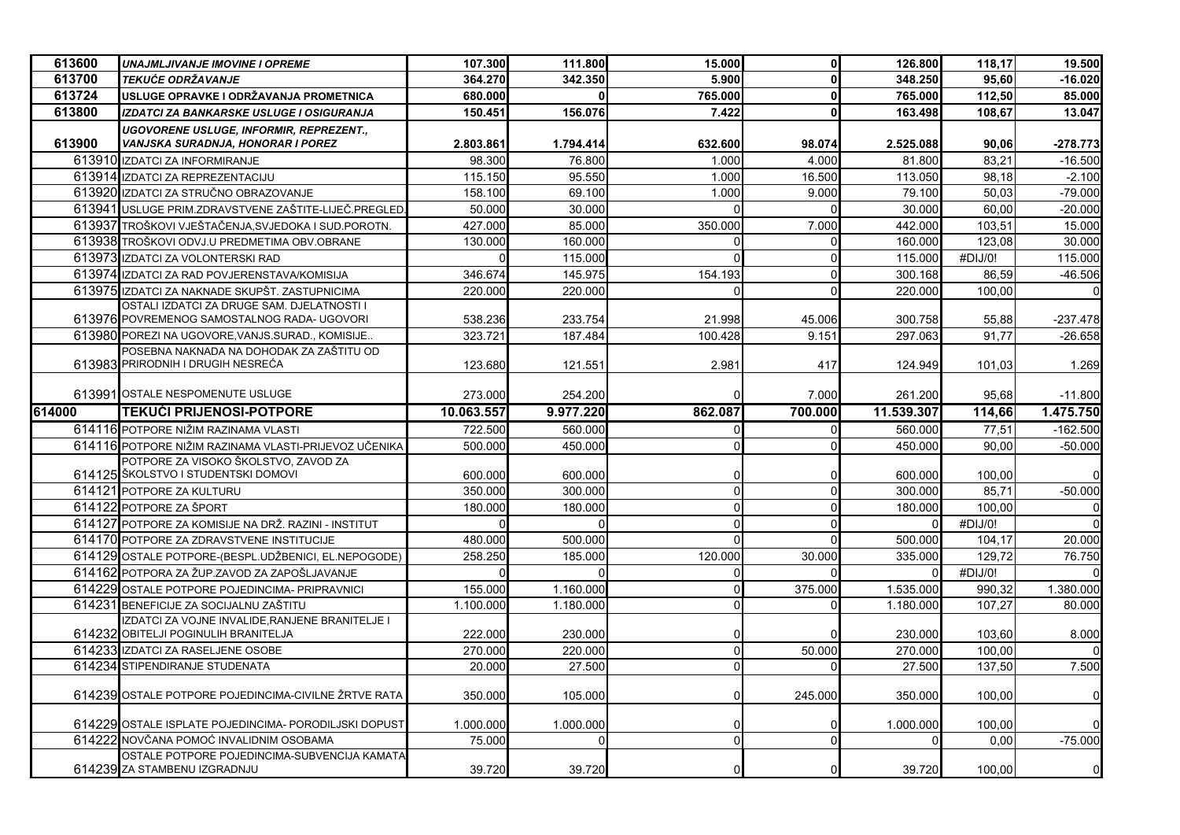| | | | | | | | | |
|---|---|---|---|---|---|---|---|---|
| **613600** | ***UNAJMLJIVANJE IMOVINE I OPREME*** | **107.300** | **111.800** | **15.000** | **0** | **126.800** | **118,17** | **19.500** |
| **613700** | ***TEKUĆE ODRŽAVANJE*** | **364.270** | **342.350** | **5.900** | **0** | **348.250** | **95,60** | **-16.020** |
| **613724** | **USLUGE OPRAVKE I ODRŽAVANJA PROMETNICA** | **680.000** | **0** | **765.000** | **0** | **765.000** | **112,50** | **85.000** |
| **613800** | ***IZDATCI ZA BANKARSKE USLUGE I OSIGURANJA*** | **150.451** | **156.076** | **7.422** | **0** | **163.498** | **108,67** | **13.047** |
| **613900** | ***UGOVORENE USLUGE, INFORMIR, REPREZENT., VANJSKA SURADNJA, HONORAR I POREZ*** | **2.803.861** | **1.794.414** | **632.600** | **98.074** | **2.525.088** | **90,06** | **-278.773** |
| 613910 | IZDATCI ZA INFORMIRANJE | 98.300 | 76.800 | 1.000 | 4.000 | 81.800 | 83,21 | -16.500 |
| 613914 | IZDATCI ZA REPREZENTACIJU | 115.150 | 95.550 | 1.000 | 16.500 | 113.050 | 98,18 | -2.100 |
| 613920 | IZDATCI ZA STRUČNO OBRAZOVANJE | 158.100 | 69.100 | 1.000 | 9.000 | 79.100 | 50,03 | -79.000 |
| 613941 | USLUGE PRIM.ZDRAVSTVENE ZAŠTITE-LIJEČ.PREGLED | 50.000 | 30.000 | 0 | 0 | 30.000 | 60,00 | -20.000 |
| 613937 | TROŠKOVI VJEŠTAČENJA,SVJEDOKA I SUD.POROTN. | 427.000 | 85.000 | 350.000 | 7.000 | 442.000 | 103,51 | 15.000 |
| 613938 | TROŠKOVI ODVJ.U PREDMETIMA OBV.OBRANE | 130.000 | 160.000 | 0 | 0 | 160.000 | 123,08 | 30.000 |
| 613973 | IZDATCI ZA VOLONTERSKI RAD | 0 | 115.000 | 0 | 0 | 115.000 | #DIJ/0! | 115.000 |
| 613974 | IZDATCI ZA RAD POVJERENSTAVA/KOMISIJA | 346.674 | 145.975 | 154.193 | 0 | 300.168 | 86,59 | -46.506 |
| 613975 | IZDATCI ZA NAKNADE SKUPŠT. ZASTUPNICIMA | 220.000 | 220.000 | 0 | 0 | 220.000 | 100,00 | 0 |
| 613976 | OSTALI IZDATCI ZA DRUGE SAM. DJELATNOSTI I POVREMENOG SAMOSTALNOG RADA- UGOVORI | 538.236 | 233.754 | 21.998 | 45.006 | 300.758 | 55,88 | -237.478 |
| 613980 | POREZI NA UGOVORE,VANJS.SURAD., KOMISIJE.. | 323.721 | 187.484 | 100.428 | 9.151 | 297.063 | 91,77 | -26.658 |
| 613983 | POSEBNA NAKNADA NA DOHODAK ZA ZAŠTITU OD PRIRODNIH I DRUGIH NESREĆA | 123.680 | 121.551 | 2.981 | 417 | 124.949 | 101,03 | 1.269 |
| 613991 | OSTALE NESPOMENUTE USLUGE | 273.000 | 254.200 | 0 | 7.000 | 261.200 | 95,68 | -11.800 |
| **614000** | **TEKUĆI PRIJENOSI-POTPORE** | **10.063.557** | **9.977.220** | **862.087** | **700.000** | **11.539.307** | **114,66** | **1.475.750** |
| 614116 | POTPORE NIŽIM RAZINAMA VLASTI | 722.500 | 560.000 | 0 | 0 | 560.000 | 77,51 | -162.500 |
| 614116 | POTPORE NIŽIM RAZINAMA VLASTI-PRIJEVOZ UČENIKA | 500.000 | 450.000 | 0 | 0 | 450.000 | 90,00 | -50.000 |
| 614125 | POTPORE ZA VISOKO ŠKOLSTVO, ZAVOD ZA ŠKOLSTVO I STUDENTSKI DOMOVI | 600.000 | 600.000 | 0 | 0 | 600.000 | 100,00 | 0 |
| 614121 | POTPORE ZA KULTURU | 350.000 | 300.000 | 0 | 0 | 300.000 | 85,71 | -50.000 |
| 614122 | POTPORE ZA ŠPORT | 180.000 | 180.000 | 0 | 0 | 180.000 | 100,00 | 0 |
| 614127 | POTPORE ZA KOMISIJE NA DRŽ. RAZINI - INSTITUT | 0 | 0 | 0 | 0 | 0 | #DIJ/0! | 0 |
| 614170 | POTPORE ZA ZDRAVSTVENE INSTITUCIJE | 480.000 | 500.000 | 0 | 0 | 500.000 | 104,17 | 20.000 |
| 614129 | OSTALE POTPORE-(BESPL.UDŽBENICI, EL.NEPOGODE) | 258.250 | 185.000 | 120.000 | 30.000 | 335.000 | 129,72 | 76.750 |
| 614162 | POTPORA ZA ŽUP.ZAVOD ZA ZAPOŠLJAVANJE | 0 | 0 | 0 | 0 | 0 | #DIJ/0! | 0 |
| 614229 | OSTALE POTPORE POJEDINCIMA- PRIPRAVNICI | 155.000 | 1.160.000 | 0 | 375.000 | 1.535.000 | 990,32 | 1.380.000 |
| 614231 | BENEFICIJE ZA SOCIJALNU ZAŠTITU | 1.100.000 | 1.180.000 | 0 | 0 | 1.180.000 | 107,27 | 80.000 |
| 614232 | IZDATCI ZA VOJNE INVALIDE,RANJENE BRANITELJE I OBITELJI POGINULIH BRANITELJA | 222.000 | 230.000 | 0 | 0 | 230.000 | 103,60 | 8.000 |
| 614233 | IZDATCI ZA RASELJENE OSOBE | 270.000 | 220.000 | 0 | 50.000 | 270.000 | 100,00 | 0 |
| 614234 | STIPENDIRANJE STUDENATA | 20.000 | 27.500 | 0 | 0 | 27.500 | 137,50 | 7.500 |
| 614239 | OSTALE POTPORE POJEDINCIMA-CIVILNE ŽRTVE RATA | 350.000 | 105.000 | 0 | 245.000 | 350.000 | 100,00 | 0 |
| 614229 | OSTALE ISPLATE POJEDINCIMA- PORODILJSKI DOPUST | 1.000.000 | 1.000.000 | 0 | 0 | 1.000.000 | 100,00 | 0 |
| 614222 | NOVČANA POMOĆ INVALIDNIM OSOBAMA | 75.000 | 0 | 0 | 0 | 0 | 0,00 | -75.000 |
| 614239 | OSTALE POTPORE POJEDINCIMA-SUBVENCIJA KAMATA ZA STAMBENU IZGRADNJU | 39.720 | 39.720 | 0 | 0 | 39.720 | 100,00 | 0 |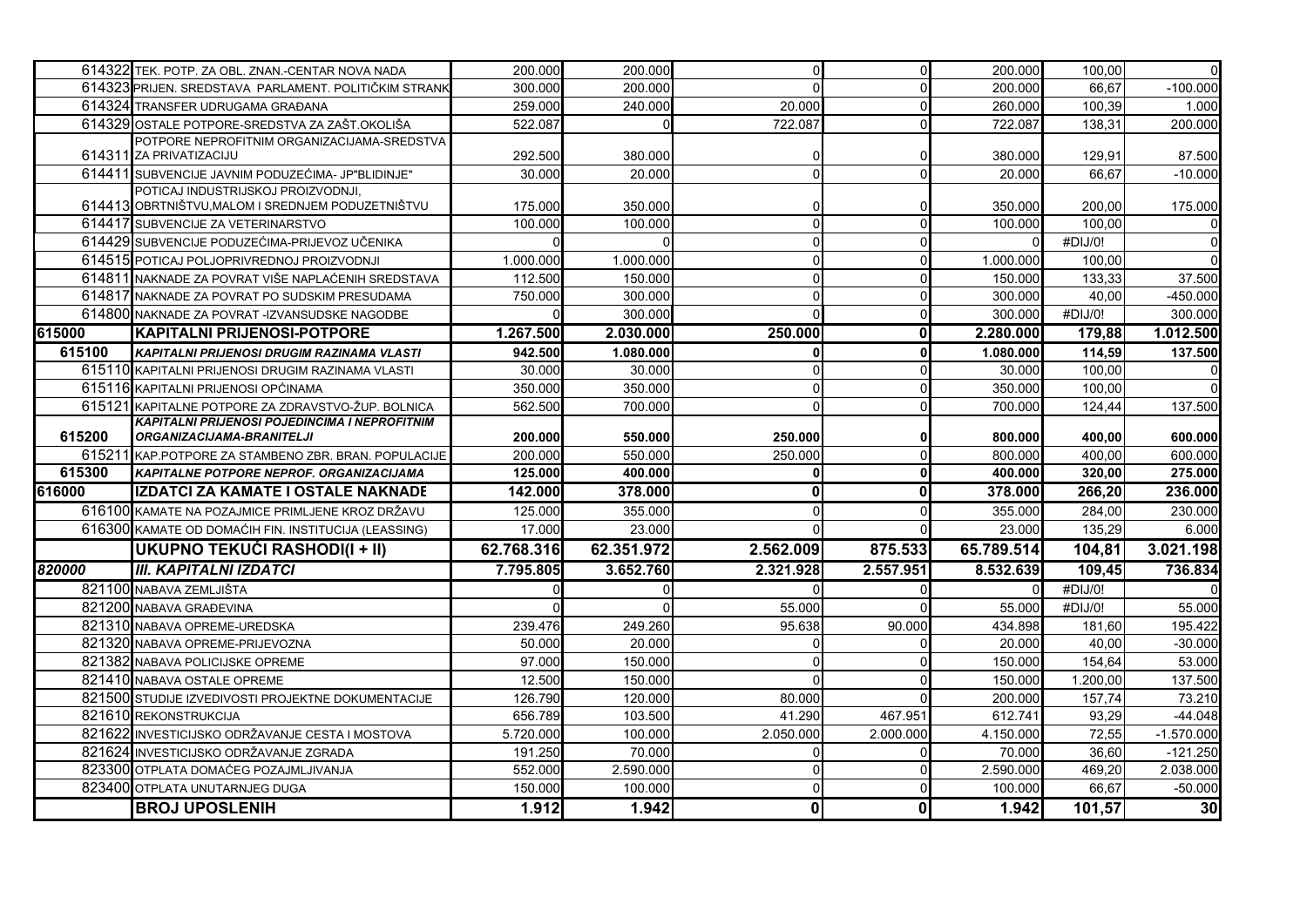| | | | | | | | | |
|---|---|---|---|---|---|---|---|---|
| 614322 | TEK. POTP. ZA OBL. ZNAN.-CENTAR NOVA NADA | 200.000 | 200.000 | 0 | 0 | 200.000 | 100,00 | 0 |
| 614323 | PRIJEN. SREDSTAVA PARLAMENT. POLITIČKIM STRANK | 300.000 | 200.000 | 0 | 0 | 200.000 | 66,67 | -100.000 |
| 614324 | TRANSFER UDRUGAMA GRAĐANA | 259.000 | 240.000 | 20.000 | 0 | 260.000 | 100,39 | 1.000 |
| 614329 | OSTALE POTPORE-SREDSTVA ZA ZAŠT.OKOLIŠA | 522.087 | 0 | 722.087 | 0 | 722.087 | 138,31 | 200.000 |
| 614311 | POTPORE NEPROFITNIM ORGANIZACIJAMA-SREDSTVA ZA PRIVATIZACIJU | 292.500 | 380.000 | 0 | 0 | 380.000 | 129,91 | 87.500 |
| 614411 | SUBVENCIJE JAVNIM PODUZEĆIMA- JP"BLIDINJE" | 30.000 | 20.000 | 0 | 0 | 20.000 | 66,67 | -10.000 |
| 614413 | POTICAJ INDUSTRIJSKOJ PROIZVODNJI, OBRTNIŠTVU,MALOM I SREDNJEM PODUZETNIŠTVU | 175.000 | 350.000 | 0 | 0 | 350.000 | 200,00 | 175.000 |
| 614417 | SUBVENCIJE ZA VETERINARSTVO | 100.000 | 100.000 | 0 | 0 | 100.000 | 100,00 | 0 |
| 614429 | SUBVENCIJE PODUZEĆIMA-PRIJEVOZ UČENIKA | 0 | 0 | 0 | 0 | 0 | #DIJ/0! | 0 |
| 614515 | POTICAJ POLJOPRIVREDNOJ PROIZVODNJI | 1.000.000 | 1.000.000 | 0 | 0 | 1.000.000 | 100,00 | 0 |
| 614811 | NAKNADE ZA POVRAT VIŠE NAPLAĆENIH SREDSTAVA | 112.500 | 150.000 | 0 | 0 | 150.000 | 133,33 | 37.500 |
| 614817 | NAKNADE ZA POVRAT PO SUDSKIM PRESUDAMA | 750.000 | 300.000 | 0 | 0 | 300.000 | 40,00 | -450.000 |
| 614800 | NAKNADE ZA POVRAT -IZVANSUDSKE NAGODBE | 0 | 300.000 | 0 | 0 | 300.000 | #DIJ/0! | 300.000 |
| **615000** | **KAPITALNI PRIJENOSI-POTPORE** | **1.267.500** | **2.030.000** | **250.000** | **0** | **2.280.000** | **179,88** | **1.012.500** |
| **615100** | ***KAPITALNI PRIJENOSI DRUGIM RAZINAMA VLASTI*** | **942.500** | **1.080.000** | **0** | **0** | **1.080.000** | **114,59** | **137.500** |
| 615110 | KAPITALNI PRIJENOSI DRUGIM RAZINAMA VLASTI | 30.000 | 30.000 | 0 | 0 | 30.000 | 100,00 | 0 |
| 615116 | KAPITALNI PRIJENOSI OPĆINAMA | 350.000 | 350.000 | 0 | 0 | 350.000 | 100,00 | 0 |
| 615121 | KAPITALNE POTPORE ZA ZDRAVSTVO-ŽUP. BOLNICA | 562.500 | 700.000 | 0 | 0 | 700.000 | 124,44 | 137.500 |
| **615200** | ***KAPITALNI PRIJENOSI POJEDINCIMA I NEPROFITNIM ORGANIZACIJAMA-BRANITELJI*** | **200.000** | **550.000** | **250.000** | **0** | **800.000** | **400,00** | **600.000** |
| 615211 | KAP.POTPORE ZA STAMBENO ZBR. BRAN. POPULACIJE | 200.000 | 550.000 | 250.000 | 0 | 800.000 | 400,00 | 600.000 |
| **615300** | ***KAPITALNE POTPORE NEPROF. ORGANIZACIJAMA*** | **125.000** | **400.000** | **0** | **0** | **400.000** | **320,00** | **275.000** |
| **616000** | **IZDATCI ZA KAMATE I OSTALE NAKNADE** | **142.000** | **378.000** | **0** | **0** | **378.000** | **266,20** | **236.000** |
| 616100 | KAMATE NA POZAJMICE PRIMLJENE KROZ DRŽAVU | 125.000 | 355.000 | 0 | 0 | 355.000 | 284,00 | 230.000 |
| 616300 | KAMATE OD DOMAĆIH FIN. INSTITUCIJA (LEASSING) | 17.000 | 23.000 | 0 | 0 | 23.000 | 135,29 | 6.000 |
| | **UKUPNO TEKUĆI RASHODI(I + II)** | **62.768.316** | **62.351.972** | **2.562.009** | **875.533** | **65.789.514** | **104,81** | **3.021.198** |
| ***820000*** | ***III. KAPITALNI IZDATCI*** | **7.795.805** | **3.652.760** | **2.321.928** | **2.557.951** | **8.532.639** | **109,45** | **736.834** |
| 821100 | NABAVA ZEMLJIŠTA | 0 | 0 | 0 | 0 | 0 | #DIJ/0! | 0 |
| 821200 | NABAVA GRAĐEVINA | 0 | 0 | 55.000 | 0 | 55.000 | #DIJ/0! | 55.000 |
| 821310 | NABAVA OPREME-UREDSKA | 239.476 | 249.260 | 95.638 | 90.000 | 434.898 | 181,60 | 195.422 |
| 821320 | NABAVA OPREME-PRIJEVOZNA | 50.000 | 20.000 | 0 | 0 | 20.000 | 40,00 | -30.000 |
| 821382 | NABAVA POLICIJSKE OPREME | 97.000 | 150.000 | 0 | 0 | 150.000 | 154,64 | 53.000 |
| 821410 | NABAVA OSTALE OPREME | 12.500 | 150.000 | 0 | 0 | 150.000 | 1.200,00 | 137.500 |
| 821500 | STUDIJE IZVEDIVOSTI PROJEKTNE DOKUMENTACIJE | 126.790 | 120.000 | 80.000 | 0 | 200.000 | 157,74 | 73.210 |
| 821610 | REKONSTRUKCIJA | 656.789 | 103.500 | 41.290 | 467.951 | 612.741 | 93,29 | -44.048 |
| 821622 | INVESTICIJSKO ODRŽAVANJE CESTA I MOSTOVA | 5.720.000 | 100.000 | 2.050.000 | 2.000.000 | 4.150.000 | 72,55 | -1.570.000 |
| 821624 | INVESTICIJSKO ODRŽAVANJE ZGRADA | 191.250 | 70.000 | 0 | 0 | 70.000 | 36,60 | -121.250 |
| 823300 | OTPLATA DOMAĆEG POZAJMLJIVANJA | 552.000 | 2.590.000 | 0 | 0 | 2.590.000 | 469,20 | 2.038.000 |
| 823400 | OTPLATA UNUTARNJEG DUGA | 150.000 | 100.000 | 0 | 0 | 100.000 | 66,67 | -50.000 |
| | **BROJ UPOSLENIH** | **1.912** | **1.942** | **0** | **0** | **1.942** | **101,57** | **30** |